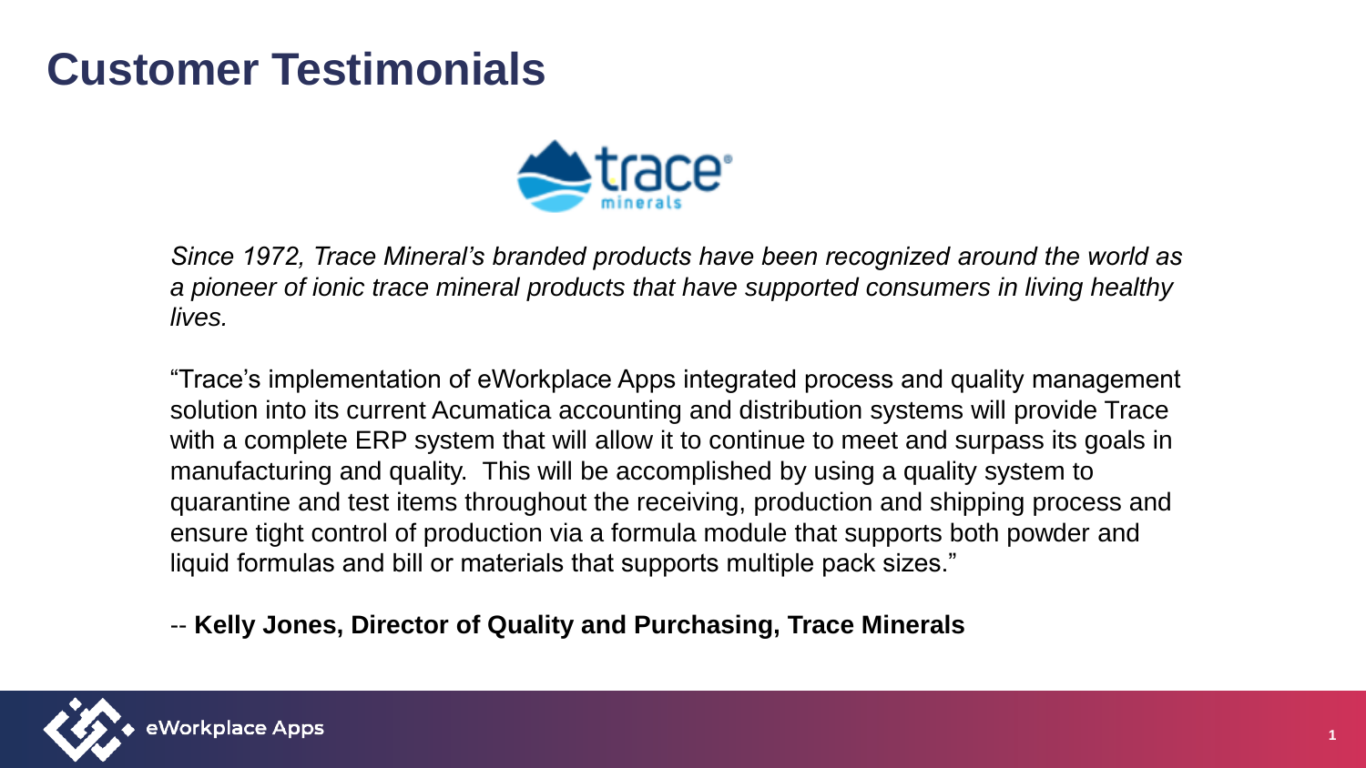# Customer Testimonials

*Since 1972, Trace Mineral's branded products have been recognized around the world as a pioneer of ionic trace mineral products that have supported consumers in living healthy lives.*

"Trace's implementation of eWorkplace Apps integrated process and quality management solution into its current Acumatica accounting and distribution systems will provide Trace with a complete ERP system that will allow it to continue to meet and surpass its goals in manufacturing and quality. This will be accomplished by using a quality system to quarantine and test items throughout the receiving, production and shipping process and ensure tight control of production via a formula module that supports both powder and liquid formulas and bill or materials that supports multiple pack sizes."

-- **Kelly Jones, Director of Quality and Purchasing, Trace Minerals**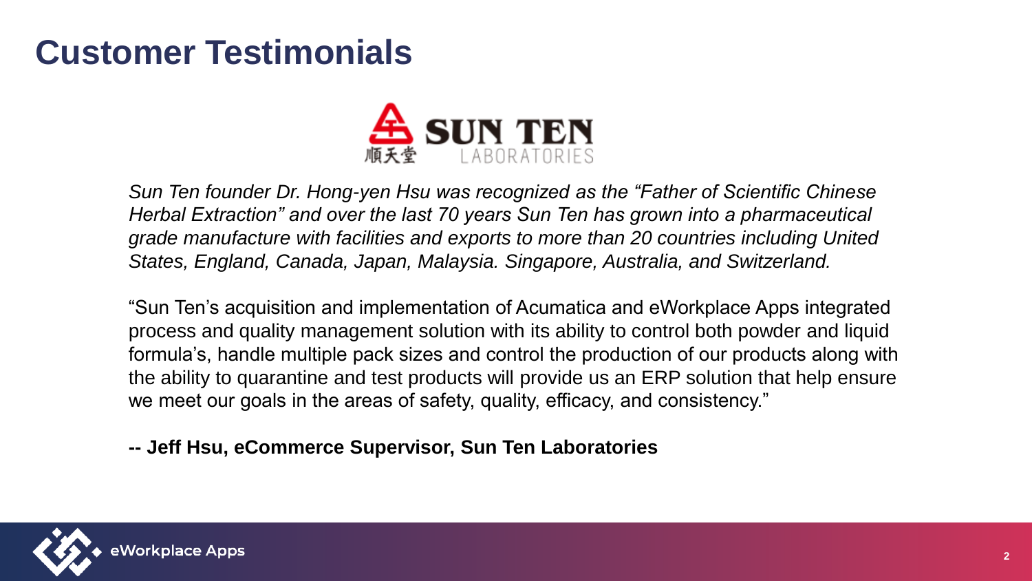# Customer Testimonials

SUN TEN
順天堂
LABORATORIES

*Sun Ten founder Dr. Hong-yen Hsu was recognized as the "Father of Scientific Chinese Herbal Extraction" and over the last 70 years Sun Ten has grown into a pharmaceutical grade manufacture with facilities and exports to more than 20 countries including United States, England, Canada, Japan, Malaysia. Singapore, Australia, and Switzerland.*

"Sun Ten's acquisition and implementation of Acumatica and eWorkplace Apps integrated process and quality management solution with its ability to control both powder and liquid formula's, handle multiple pack sizes and control the production of our products along with the ability to quarantine and test products will provide us an ERP solution that help ensure we meet our goals in the areas of safety, quality, efficacy, and consistency."

**-- Jeff Hsu, eCommerce Supervisor, Sun Ten Laboratories**